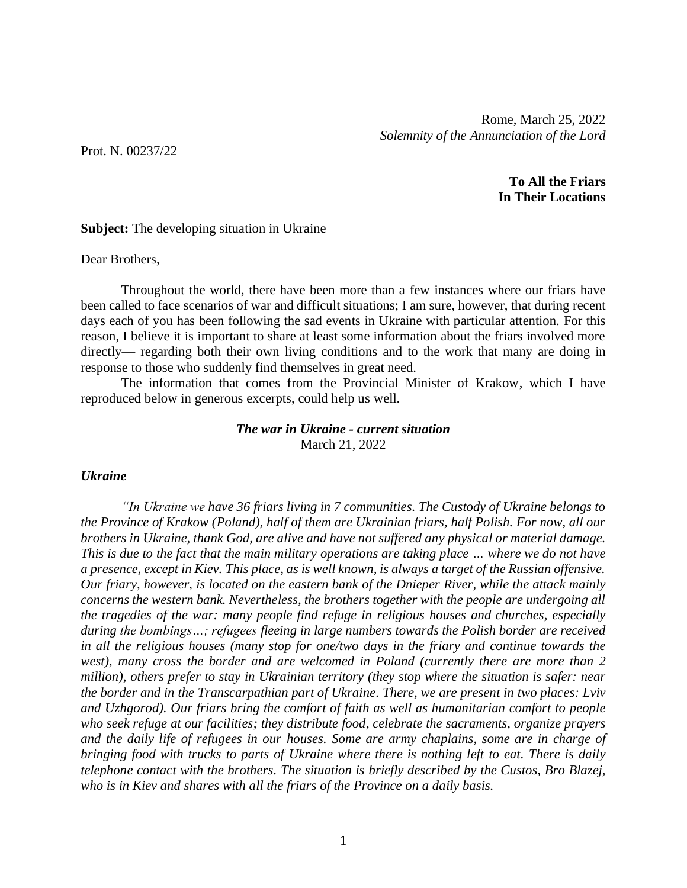Rome, March 25, 2022
*Solemnity of the Annunciation of the Lord*

Prot. N. 00237/22

**To All the Friars**
**In Their Locations**

**Subject:** The developing situation in Ukraine

Dear Brothers,

Throughout the world, there have been more than a few instances where our friars have been called to face scenarios of war and difficult situations; I am sure, however, that during recent days each of you has been following the sad events in Ukraine with particular attention. For this reason, I believe it is important to share at least some information about the friars involved more directly— regarding both their own living conditions and to the work that many are doing in response to those who suddenly find themselves in great need.

The information that comes from the Provincial Minister of Krakow, which I have reproduced below in generous excerpts, could help us well.

***The war in Ukraine - current situation***
March 21, 2022

***Ukraine***

*"In Ukraine we have 36 friars living in 7 communities. The Custody of Ukraine belongs to the Province of Krakow (Poland), half of them are Ukrainian friars, half Polish. For now, all our brothers in Ukraine, thank God, are alive and have not suffered any physical or material damage. This is due to the fact that the main military operations are taking place … where we do not have a presence, except in Kiev. This place, as is well known, is always a target of the Russian offensive. Our friary, however, is located on the eastern bank of the Dnieper River, while the attack mainly concerns the western bank. Nevertheless, the brothers together with the people are undergoing all the tragedies of the war: many people find refuge in religious houses and churches, especially during the bombings…; refugees fleeing in large numbers towards the Polish border are received in all the religious houses (many stop for one/two days in the friary and continue towards the west), many cross the border and are welcomed in Poland (currently there are more than 2 million), others prefer to stay in Ukrainian territory (they stop where the situation is safer: near the border and in the Transcarpathian part of Ukraine. There, we are present in two places: Lviv and Uzhgorod). Our friars bring the comfort of faith as well as humanitarian comfort to people who seek refuge at our facilities; they distribute food, celebrate the sacraments, organize prayers and the daily life of refugees in our houses. Some are army chaplains, some are in charge of bringing food with trucks to parts of Ukraine where there is nothing left to eat. There is daily telephone contact with the brothers. The situation is briefly described by the Custos, Bro Blazej, who is in Kiev and shares with all the friars of the Province on a daily basis.*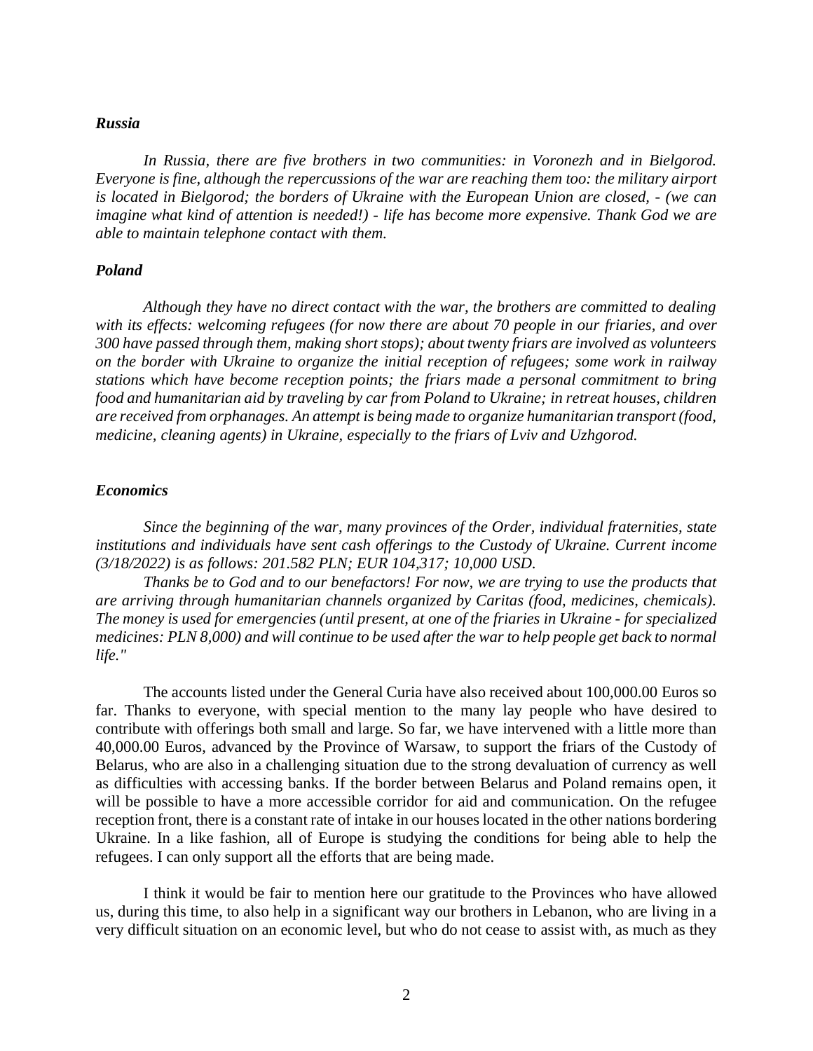### *Russia*

*In Russia, there are five brothers in two communities: in Voronezh and in Bielgorod. Everyone is fine, although the repercussions of the war are reaching them too: the military airport is located in Bielgorod; the borders of Ukraine with the European Union are closed, - (we can imagine what kind of attention is needed!) - life has become more expensive. Thank God we are able to maintain telephone contact with them.*

### *Poland*

*Although they have no direct contact with the war, the brothers are committed to dealing with its effects: welcoming refugees (for now there are about 70 people in our friaries, and over 300 have passed through them, making short stops); about twenty friars are involved as volunteers on the border with Ukraine to organize the initial reception of refugees; some work in railway stations which have become reception points; the friars made a personal commitment to bring food and humanitarian aid by traveling by car from Poland to Ukraine; in retreat houses, children are received from orphanages. An attempt is being made to organize humanitarian transport (food, medicine, cleaning agents) in Ukraine, especially to the friars of Lviv and Uzhgorod.*

### *Economics*

*Since the beginning of the war, many provinces of the Order, individual fraternities, state institutions and individuals have sent cash offerings to the Custody of Ukraine. Current income (3/18/2022) is as follows: 201.582 PLN; EUR 104,317; 10,000 USD.*

*Thanks be to God and to our benefactors! For now, we are trying to use the products that are arriving through humanitarian channels organized by Caritas (food, medicines, chemicals). The money is used for emergencies (until present, at one of the friaries in Ukraine - for specialized medicines: PLN 8,000) and will continue to be used after the war to help people get back to normal life."*

The accounts listed under the General Curia have also received about 100,000.00 Euros so far. Thanks to everyone, with special mention to the many lay people who have desired to contribute with offerings both small and large. So far, we have intervened with a little more than 40,000.00 Euros, advanced by the Province of Warsaw, to support the friars of the Custody of Belarus, who are also in a challenging situation due to the strong devaluation of currency as well as difficulties with accessing banks. If the border between Belarus and Poland remains open, it will be possible to have a more accessible corridor for aid and communication. On the refugee reception front, there is a constant rate of intake in our houses located in the other nations bordering Ukraine. In a like fashion, all of Europe is studying the conditions for being able to help the refugees. I can only support all the efforts that are being made.

I think it would be fair to mention here our gratitude to the Provinces who have allowed us, during this time, to also help in a significant way our brothers in Lebanon, who are living in a very difficult situation on an economic level, but who do not cease to assist with, as much as they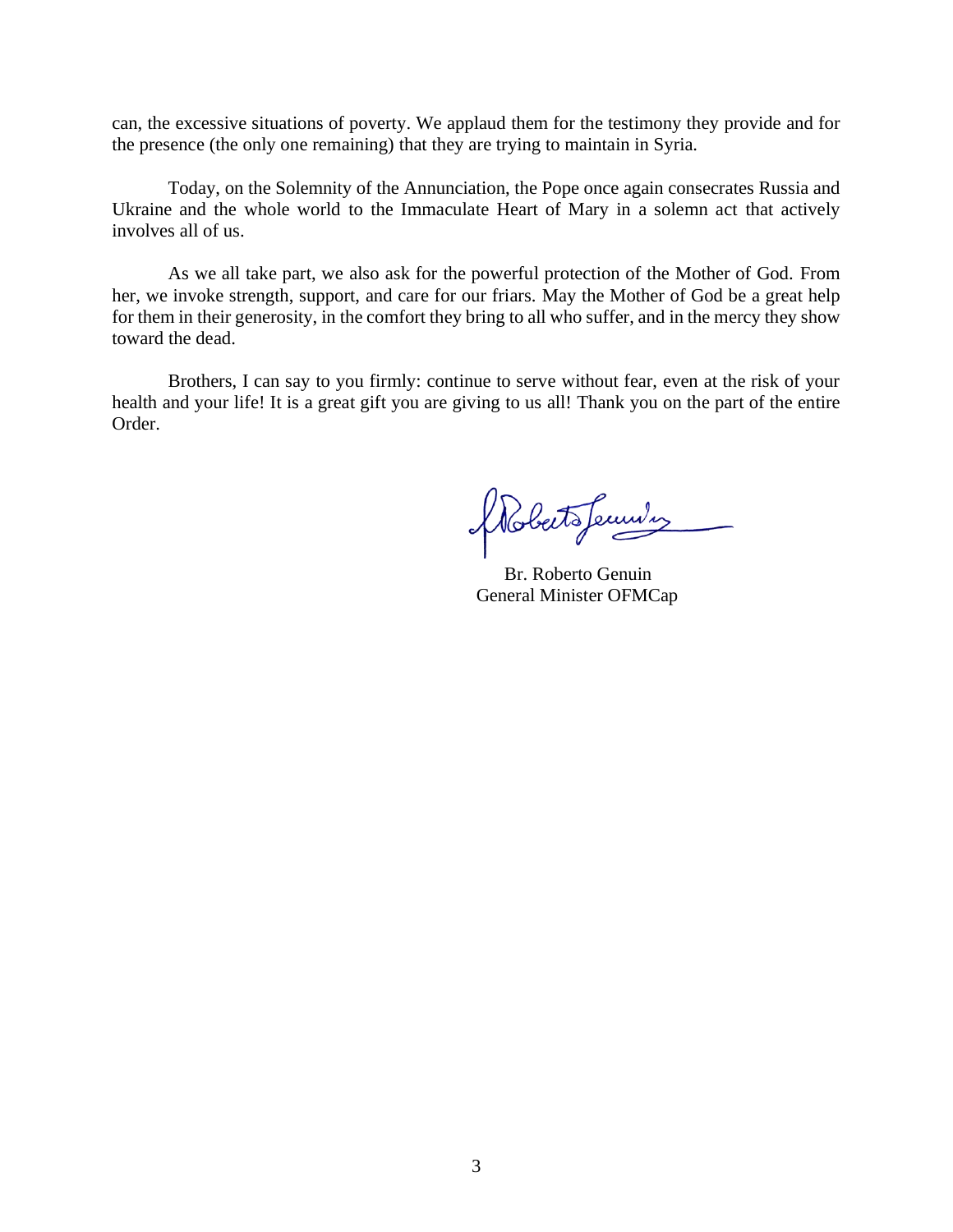can, the excessive situations of poverty. We applaud them for the testimony they provide and for the presence (the only one remaining) that they are trying to maintain in Syria.

Today, on the Solemnity of the Annunciation, the Pope once again consecrates Russia and Ukraine and the whole world to the Immaculate Heart of Mary in a solemn act that actively involves all of us.

As we all take part, we also ask for the powerful protection of the Mother of God. From her, we invoke strength, support, and care for our friars. May the Mother of God be a great help for them in their generosity, in the comfort they bring to all who suffer, and in the mercy they show toward the dead.

Brothers, I can say to you firmly: continue to serve without fear, even at the risk of your health and your life! It is a great gift you are giving to us all! Thank you on the part of the entire Order.

Br. Roberto Genuin
General Minister OFMCap